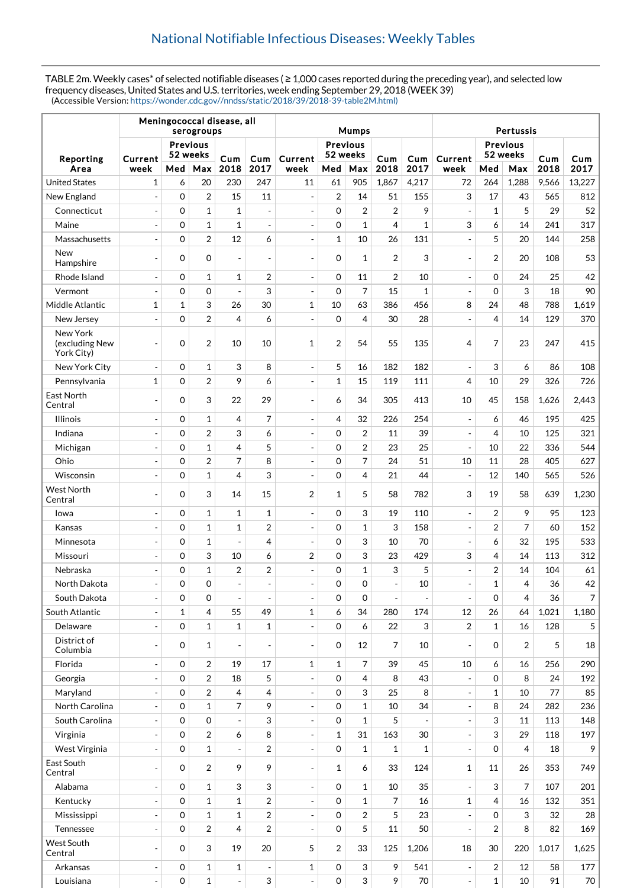## National Notifiable Infectious Diseases: Weekly Tables

TABLE 2m. Weekly cases* of selected notifiable diseases ( ≥ 1,000 cases reported during the preceding year), and selected low frequency diseases, United States and U.S. territories, week ending September 29, 2018 (WEEK 39)
(Accessible Version: https://wonder.cdc.gov//nndss/static/2018/39/2018-39-table2M.html)

| Reporting Area | Meningococcal disease, all serogroups | | | | | Mumps | | | | | Pertussis | | | | |
|---|---|---|---|---|---|---|---|---|---|---|---|---|---|---|---|
| | Current week | Previous 52 weeks Med | Previous 52 weeks Max | Cum 2018 | Cum 2017 | Current week | Previous 52 weeks Med | Previous 52 weeks Max | Cum 2018 | Cum 2017 | Current week | Previous 52 weeks Med | Previous 52 weeks Max | Cum 2018 | Cum 2017 |
| United States | 1 | 6 | 20 | 230 | 247 | 11 | 61 | 905 | 1,867 | 4,217 | 72 | 264 | 1,288 | 9,566 | 13,227 |
| New England | - | 0 | 2 | 15 | 11 | - | 2 | 14 | 51 | 155 | 3 | 17 | 43 | 565 | 812 |
| Connecticut | - | 0 | 1 | 1 | - | - | 0 | 2 | 2 | 9 | - | 1 | 5 | 29 | 52 |
| Maine | - | 0 | 1 | 1 | - | - | 0 | 1 | 4 | 1 | 3 | 6 | 14 | 241 | 317 |
| Massachusetts | - | 0 | 2 | 12 | 6 | - | 1 | 10 | 26 | 131 | - | 5 | 20 | 144 | 258 |
| New Hampshire | - | 0 | 0 | - | - | - | 0 | 1 | 2 | 3 | - | 2 | 20 | 108 | 53 |
| Rhode Island | - | 0 | 1 | 1 | 2 | - | 0 | 11 | 2 | 10 | - | 0 | 24 | 25 | 42 |
| Vermont | - | 0 | 0 | - | 3 | - | 0 | 7 | 15 | 1 | - | 0 | 3 | 18 | 90 |
| Middle Atlantic | 1 | 1 | 3 | 26 | 30 | 1 | 10 | 63 | 386 | 456 | 8 | 24 | 48 | 788 | 1,619 |
| New Jersey | - | 0 | 2 | 4 | 6 | - | 0 | 4 | 30 | 28 | - | 4 | 14 | 129 | 370 |
| New York (excluding New York City) | - | 0 | 2 | 10 | 10 | 1 | 2 | 54 | 55 | 135 | 4 | 7 | 23 | 247 | 415 |
| New York City | - | 0 | 1 | 3 | 8 | - | 5 | 16 | 182 | 182 | - | 3 | 6 | 86 | 108 |
| Pennsylvania | 1 | 0 | 2 | 9 | 6 | - | 1 | 15 | 119 | 111 | 4 | 10 | 29 | 326 | 726 |
| East North Central | - | 0 | 3 | 22 | 29 | - | 6 | 34 | 305 | 413 | 10 | 45 | 158 | 1,626 | 2,443 |
| Illinois | - | 0 | 1 | 4 | 7 | - | 4 | 32 | 226 | 254 | - | 6 | 46 | 195 | 425 |
| Indiana | - | 0 | 2 | 3 | 6 | - | 0 | 2 | 11 | 39 | - | 4 | 10 | 125 | 321 |
| Michigan | - | 0 | 1 | 4 | 5 | - | 0 | 2 | 23 | 25 | - | 10 | 22 | 336 | 544 |
| Ohio | - | 0 | 2 | 7 | 8 | - | 0 | 7 | 24 | 51 | 10 | 11 | 28 | 405 | 627 |
| Wisconsin | - | 0 | 1 | 4 | 3 | - | 0 | 4 | 21 | 44 | - | 12 | 140 | 565 | 526 |
| West North Central | - | 0 | 3 | 14 | 15 | 2 | 1 | 5 | 58 | 782 | 3 | 19 | 58 | 639 | 1,230 |
| Iowa | - | 0 | 1 | 1 | 1 | - | 0 | 3 | 19 | 110 | - | 2 | 9 | 95 | 123 |
| Kansas | - | 0 | 1 | 1 | 2 | - | 0 | 1 | 3 | 158 | - | 2 | 7 | 60 | 152 |
| Minnesota | - | 0 | 1 | - | 4 | - | 0 | 3 | 10 | 70 | - | 6 | 32 | 195 | 533 |
| Missouri | - | 0 | 3 | 10 | 6 | 2 | 0 | 3 | 23 | 429 | 3 | 4 | 14 | 113 | 312 |
| Nebraska | - | 0 | 1 | 2 | 2 | - | 0 | 1 | 3 | 5 | - | 2 | 14 | 104 | 61 |
| North Dakota | - | 0 | 0 | - | - | - | 0 | 0 | - | 10 | - | 1 | 4 | 36 | 42 |
| South Dakota | - | 0 | 0 | - | - | - | 0 | 0 | - | - | - | 0 | 4 | 36 | 7 |
| South Atlantic | - | 1 | 4 | 55 | 49 | 1 | 6 | 34 | 280 | 174 | 12 | 26 | 64 | 1,021 | 1,180 |
| Delaware | - | 0 | 1 | 1 | 1 | - | 0 | 6 | 22 | 3 | 2 | 1 | 16 | 128 | 5 |
| District of Columbia | - | 0 | 1 | - | - | - | 0 | 12 | 7 | 10 | - | 0 | 2 | 5 | 18 |
| Florida | - | 0 | 2 | 19 | 17 | 1 | 1 | 7 | 39 | 45 | 10 | 6 | 16 | 256 | 290 |
| Georgia | - | 0 | 2 | 18 | 5 | - | 0 | 4 | 8 | 43 | - | 0 | 8 | 24 | 192 |
| Maryland | - | 0 | 2 | 4 | 4 | - | 0 | 3 | 25 | 8 | - | 1 | 10 | 77 | 85 |
| North Carolina | - | 0 | 1 | 7 | 9 | - | 0 | 1 | 10 | 34 | - | 8 | 24 | 282 | 236 |
| South Carolina | - | 0 | 0 | - | 3 | - | 0 | 1 | 5 | - | - | 3 | 11 | 113 | 148 |
| Virginia | - | 0 | 2 | 6 | 8 | - | 1 | 31 | 163 | 30 | - | 3 | 29 | 118 | 197 |
| West Virginia | - | 0 | 1 | - | 2 | - | 0 | 1 | 1 | 1 | - | 0 | 4 | 18 | 9 |
| East South Central | - | 0 | 2 | 9 | 9 | - | 1 | 6 | 33 | 124 | 1 | 11 | 26 | 353 | 749 |
| Alabama | - | 0 | 1 | 3 | 3 | - | 0 | 1 | 10 | 35 | - | 3 | 7 | 107 | 201 |
| Kentucky | - | 0 | 1 | 1 | 2 | - | 0 | 1 | 7 | 16 | 1 | 4 | 16 | 132 | 351 |
| Mississippi | - | 0 | 1 | 1 | 2 | - | 0 | 2 | 5 | 23 | - | 0 | 3 | 32 | 28 |
| Tennessee | - | 0 | 2 | 4 | 2 | - | 0 | 5 | 11 | 50 | - | 2 | 8 | 82 | 169 |
| West South Central | - | 0 | 3 | 19 | 20 | 5 | 2 | 33 | 125 | 1,206 | 18 | 30 | 220 | 1,017 | 1,625 |
| Arkansas | - | 0 | 1 | 1 | - | 1 | 0 | 3 | 9 | 541 | - | 2 | 12 | 58 | 177 |
| Louisiana | - | 0 | 1 | - | 3 | - | 0 | 3 | 9 | 70 | - | 1 | 10 | 91 | 70 |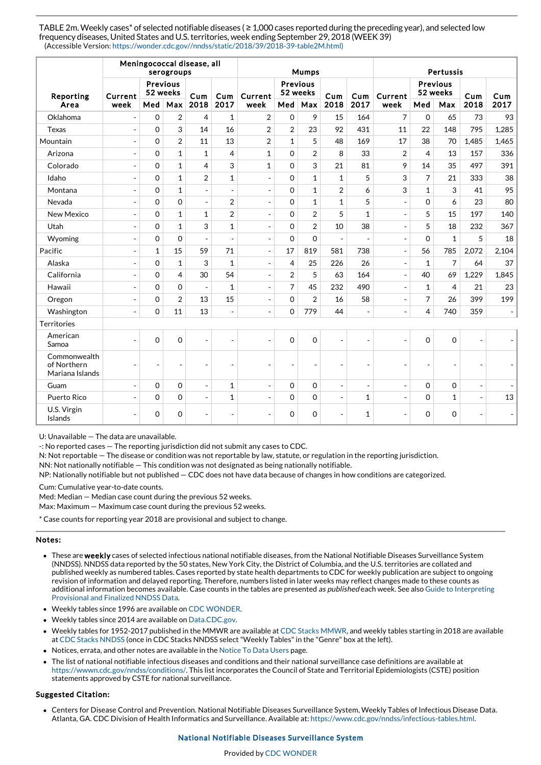TABLE 2m. Weekly cases* of selected notifiable diseases ( ≥ 1,000 cases reported during the preceding year), and selected low frequency diseases, United States and U.S. territories, week ending September 29, 2018 (WEEK 39)
(Accessible Version: https://wonder.cdc.gov//nndss/static/2018/39/2018-39-table2M.html)

| Reporting Area | Meningococcal disease, all serogroups | | | | | Mumps | | | | | Pertussis | | | | |
|---|---|---|---|---|---|---|---|---|---|---|---|---|---|---|---|
| | Current week | Previous 52 weeks | | Cum 2018 | Cum 2017 | Current week | Previous 52 weeks | | Cum 2018 | Cum 2017 | Current week | Previous 52 weeks | | Cum 2018 | Cum 2017 |
| | | Med | Max | | | | Med | Max | | | | Med | Max | | |
| Oklahoma | - | 0 | 2 | 4 | 1 | 2 | 0 | 9 | 15 | 164 | 7 | 0 | 65 | 73 | 93 |
| Texas | - | 0 | 3 | 14 | 16 | 2 | 2 | 23 | 92 | 431 | 11 | 22 | 148 | 795 | 1,285 |
| Mountain | - | 0 | 2 | 11 | 13 | 2 | 1 | 5 | 48 | 169 | 17 | 38 | 70 | 1,485 | 1,465 |
| Arizona | - | 0 | 1 | 1 | 4 | 1 | 0 | 2 | 8 | 33 | 2 | 4 | 13 | 157 | 336 |
| Colorado | - | 0 | 1 | 4 | 3 | 1 | 0 | 3 | 21 | 81 | 9 | 14 | 35 | 497 | 391 |
| Idaho | - | 0 | 1 | 2 | 1 | - | 0 | 1 | 1 | 5 | 3 | 7 | 21 | 333 | 38 |
| Montana | - | 0 | 1 | - | - | - | 0 | 1 | 2 | 6 | 3 | 1 | 3 | 41 | 95 |
| Nevada | - | 0 | 0 | - | 2 | - | 0 | 1 | 1 | 5 | - | 0 | 6 | 23 | 80 |
| New Mexico | - | 0 | 1 | 1 | 2 | - | 0 | 2 | 5 | 1 | - | 5 | 15 | 197 | 140 |
| Utah | - | 0 | 1 | 3 | 1 | - | 0 | 2 | 10 | 38 | - | 5 | 18 | 232 | 367 |
| Wyoming | - | 0 | 0 | - | - | - | 0 | 0 | - | - | - | 0 | 1 | 5 | 18 |
| Pacific | - | 1 | 15 | 59 | 71 | - | 17 | 819 | 581 | 738 | - | 56 | 785 | 2,072 | 2,104 |
| Alaska | - | 0 | 1 | 3 | 1 | - | 4 | 25 | 226 | 26 | - | 1 | 7 | 64 | 37 |
| California | - | 0 | 4 | 30 | 54 | - | 2 | 5 | 63 | 164 | - | 40 | 69 | 1,229 | 1,845 |
| Hawaii | - | 0 | 0 | - | 1 | - | 7 | 45 | 232 | 490 | - | 1 | 4 | 21 | 23 |
| Oregon | - | 0 | 2 | 13 | 15 | - | 0 | 2 | 16 | 58 | - | 7 | 26 | 399 | 199 |
| Washington | - | 0 | 11 | 13 | - | - | 0 | 779 | 44 | - | - | 4 | 740 | 359 | - |
| Territories | | | | | | | | | | | | | | | |
| American Samoa | - | 0 | 0 | - | - | - | 0 | 0 | - | - | - | 0 | 0 | - | - |
| Commonwealth of Northern Mariana Islands | - | - | - | - | - | - | - | - | - | - | - | - | - | - | - |
| Guam | - | 0 | 0 | - | 1 | - | 0 | 0 | - | - | - | 0 | 0 | - | - |
| Puerto Rico | - | 0 | 0 | - | 1 | - | 0 | 0 | - | 1 | - | 0 | 1 | - | 13 |
| U.S. Virgin Islands | - | 0 | 0 | - | - | - | 0 | 0 | - | 1 | - | 0 | 0 | - | - |

U: Unavailable — The data are unavailable.
-: No reported cases — The reporting jurisdiction did not submit any cases to CDC.
N: Not reportable — The disease or condition was not reportable by law, statute, or regulation in the reporting jurisdiction.
NN: Not nationally notifiable — This condition was not designated as being nationally notifiable.
NP: Nationally notifiable but not published — CDC does not have data because of changes in how conditions are categorized.

Cum: Cumulative year-to-date counts.
Med: Median — Median case count during the previous 52 weeks.
Max: Maximum — Maximum case count during the previous 52 weeks.

* Case counts for reporting year 2018 are provisional and subject to change.

**Notes:**

- These are **weekly** cases of selected infectious national notifiable diseases, from the National Notifiable Diseases Surveillance System (NNDSS). NNDSS data reported by the 50 states, New York City, the District of Columbia, and the U.S. territories are collated and published weekly as numbered tables. Cases reported by state health departments to CDC for weekly publication are subject to ongoing revision of information and delayed reporting. Therefore, numbers listed in later weeks may reflect changes made to these counts as additional information becomes available. Case counts in the tables are presented *as published* each week. See also Guide to Interpreting Provisional and Finalized NNDSS Data.
- Weekly tables since 1996 are available on CDC WONDER.
- Weekly tables since 2014 are available on Data.CDC.gov.
- Weekly tables for 1952-2017 published in the MMWR are available at CDC Stacks MMWR, and weekly tables starting in 2018 are available at CDC Stacks NNDSS (once in CDC Stacks NNDSS select "Weekly Tables" in the "Genre" box at the left).
- Notices, errata, and other notes are available in the Notice To Data Users page.
- The list of national notifiable infectious diseases and conditions and their national surveillance case definitions are available at https://wwwn.cdc.gov/nndss/conditions/. This list incorporates the Council of State and Territorial Epidemiologists (CSTE) position statements approved by CSTE for national surveillance.

**Suggested Citation:**

- Centers for Disease Control and Prevention. National Notifiable Diseases Surveillance System, Weekly Tables of Infectious Disease Data. Atlanta, GA. CDC Division of Health Informatics and Surveillance. Available at: https://www.cdc.gov/nndss/infectious-tables.html.

National Notifiable Diseases Surveillance System

Provided by CDC WONDER